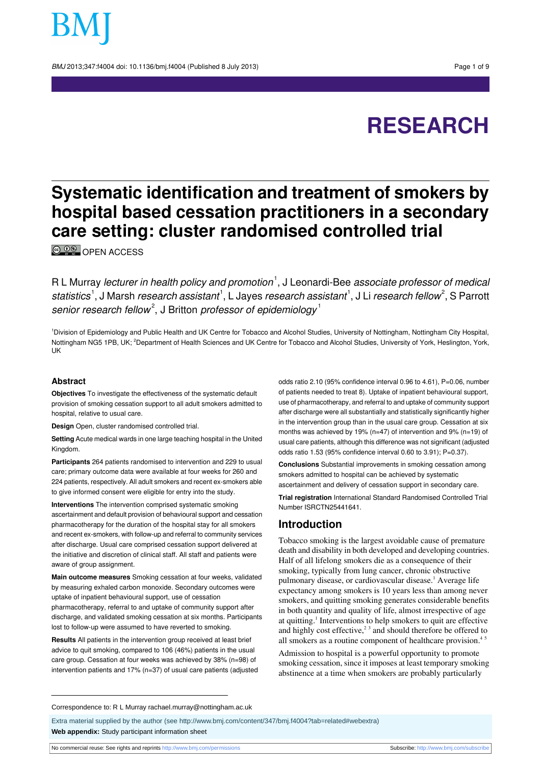# Systematic identification and treatment of smokers by hospital based cessation practitioners in a secondary care setting: cluster randomised controlled trial

OPEN ACCESS

R L Murray *lecturer in health policy and promotion*[1], J Leonardi-Bee *associate professor of medical statistics*[1], J Marsh *research assistant*[1], L Jayes *research assistant*[1], J Li *research fellow*[2], S Parrott *senior research fellow*[2], J Britton *professor of epidemiology*[1]

[1]Division of Epidemiology and Public Health and UK Centre for Tobacco and Alcohol Studies, University of Nottingham, Nottingham City Hospital, Nottingham NG5 1PB, UK; [2]Department of Health Sciences and UK Centre for Tobacco and Alcohol Studies, University of York, Heslington, York, UK

## Abstract

**Objectives** To investigate the effectiveness of the systematic default provision of smoking cessation support to all adult smokers admitted to hospital, relative to usual care.

**Design** Open, cluster randomised controlled trial.

**Setting** Acute medical wards in one large teaching hospital in the United Kingdom.

**Participants** 264 patients randomised to intervention and 229 to usual care; primary outcome data were available at four weeks for 260 and 224 patients, respectively. All adult smokers and recent ex-smokers able to give informed consent were eligible for entry into the study.

**Interventions** The intervention comprised systematic smoking ascertainment and default provision of behavioural support and cessation pharmacotherapy for the duration of the hospital stay for all smokers and recent ex-smokers, with follow-up and referral to community services after discharge. Usual care comprised cessation support delivered at the initiative and discretion of clinical staff. All staff and patients were aware of group assignment.

**Main outcome measures** Smoking cessation at four weeks, validated by measuring exhaled carbon monoxide. Secondary outcomes were uptake of inpatient behavioural support, use of cessation pharmacotherapy, referral to and uptake of community support after discharge, and validated smoking cessation at six months. Participants lost to follow-up were assumed to have reverted to smoking.

**Results** All patients in the intervention group received at least brief advice to quit smoking, compared to 106 (46%) patients in the usual care group. Cessation at four weeks was achieved by 38% (n=98) of intervention patients and 17% (n=37) of usual care patients (adjusted odds ratio 2.10 (95% confidence interval 0.96 to 4.61), P=0.06, number of patients needed to treat 8). Uptake of inpatient behavioural support, use of pharmacotherapy, and referral to and uptake of community support after discharge were all substantially and statistically significantly higher in the intervention group than in the usual care group. Cessation at six months was achieved by 19% (n=47) of intervention and 9% (n=19) of usual care patients, although this difference was not significant (adjusted odds ratio 1.53 (95% confidence interval 0.60 to 3.91); P=0.37).

**Conclusions** Substantial improvements in smoking cessation among smokers admitted to hospital can be achieved by systematic ascertainment and delivery of cessation support in secondary care.

**Trial registration** International Standard Randomised Controlled Trial Number ISRCTN25441641.

## Introduction

Tobacco smoking is the largest avoidable cause of premature death and disability in both developed and developing countries. Half of all lifelong smokers die as a consequence of their smoking, typically from lung cancer, chronic obstructive pulmonary disease, or cardiovascular disease.[1] Average life expectancy among smokers is 10 years less than among never smokers, and quitting smoking generates considerable benefits in both quantity and quality of life, almost irrespective of age at quitting.[1] Interventions to help smokers to quit are effective and highly cost effective,[2,3] and should therefore be offered to all smokers as a routine component of healthcare provision.[4,5]

Admission to hospital is a powerful opportunity to promote smoking cessation, since it imposes at least temporary smoking abstinence at a time when smokers are probably particularly

Correspondence to: R L Murray rachael.murray@nottingham.ac.uk

Extra material supplied by the author (see http://www.bmj.com/content/347/bmj.f4004?tab=related#webextra)

**Web appendix:** Study participant information sheet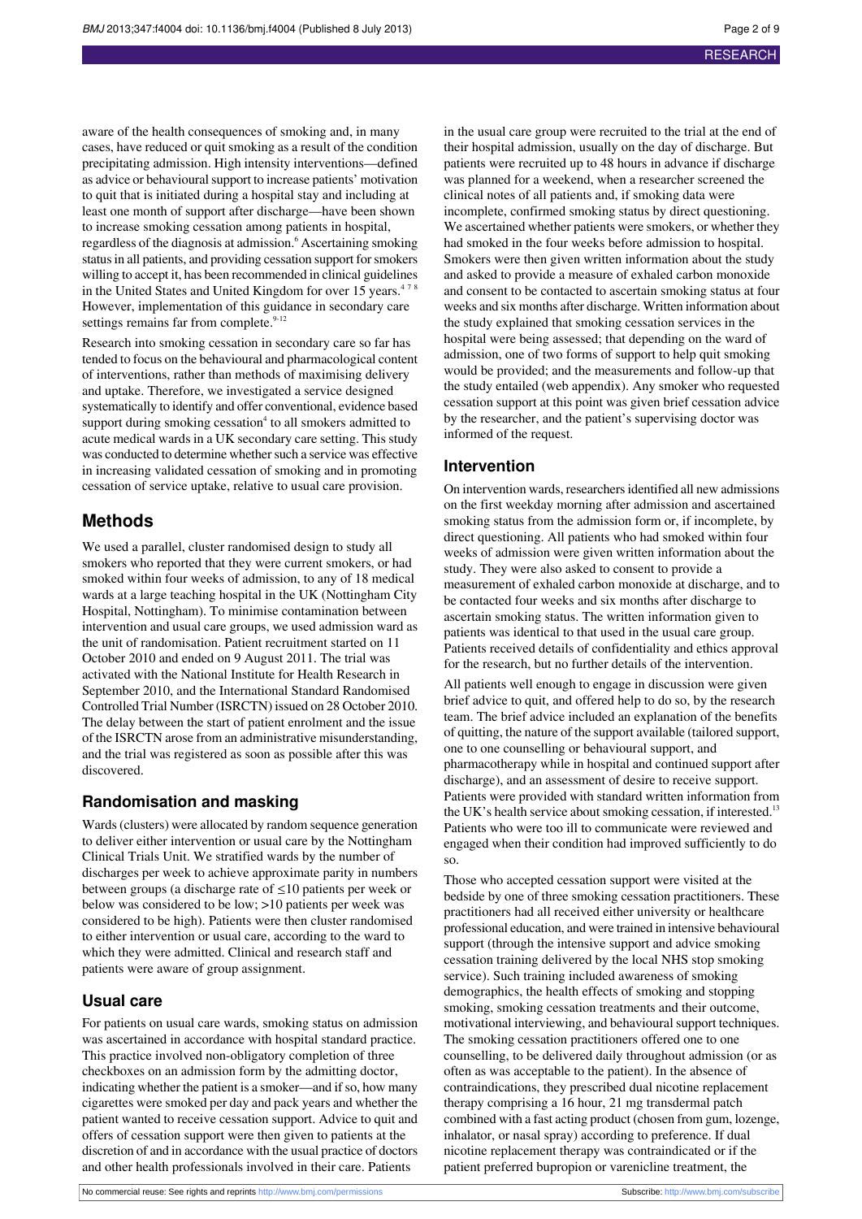aware of the health consequences of smoking and, in many cases, have reduced or quit smoking as a result of the condition precipitating admission. High intensity interventions—defined as advice or behavioural support to increase patients' motivation to quit that is initiated during a hospital stay and including at least one month of support after discharge—have been shown to increase smoking cessation among patients in hospital, regardless of the diagnosis at admission.[6] Ascertaining smoking status in all patients, and providing cessation support for smokers willing to accept it, has been recommended in clinical guidelines in the United States and United Kingdom for over 15 years.[4 7 8] However, implementation of this guidance in secondary care settings remains far from complete.[9-12]

Research into smoking cessation in secondary care so far has tended to focus on the behavioural and pharmacological content of interventions, rather than methods of maximising delivery and uptake. Therefore, we investigated a service designed systematically to identify and offer conventional, evidence based support during smoking cessation[4] to all smokers admitted to acute medical wards in a UK secondary care setting. This study was conducted to determine whether such a service was effective in increasing validated cessation of smoking and in promoting cessation of service uptake, relative to usual care provision.

## Methods

We used a parallel, cluster randomised design to study all smokers who reported that they were current smokers, or had smoked within four weeks of admission, to any of 18 medical wards at a large teaching hospital in the UK (Nottingham City Hospital, Nottingham). To minimise contamination between intervention and usual care groups, we used admission ward as the unit of randomisation. Patient recruitment started on 11 October 2010 and ended on 9 August 2011. The trial was activated with the National Institute for Health Research in September 2010, and the International Standard Randomised Controlled Trial Number (ISRCTN) issued on 28 October 2010. The delay between the start of patient enrolment and the issue of the ISRCTN arose from an administrative misunderstanding, and the trial was registered as soon as possible after this was discovered.

### Randomisation and masking

Wards (clusters) were allocated by random sequence generation to deliver either intervention or usual care by the Nottingham Clinical Trials Unit. We stratified wards by the number of discharges per week to achieve approximate parity in numbers between groups (a discharge rate of ≤10 patients per week or below was considered to be low; >10 patients per week was considered to be high). Patients were then cluster randomised to either intervention or usual care, according to the ward to which they were admitted. Clinical and research staff and patients were aware of group assignment.

### Usual care

For patients on usual care wards, smoking status on admission was ascertained in accordance with hospital standard practice. This practice involved non-obligatory completion of three checkboxes on an admission form by the admitting doctor, indicating whether the patient is a smoker—and if so, how many cigarettes were smoked per day and pack years and whether the patient wanted to receive cessation support. Advice to quit and offers of cessation support were then given to patients at the discretion of and in accordance with the usual practice of doctors and other health professionals involved in their care. Patients in the usual care group were recruited to the trial at the end of their hospital admission, usually on the day of discharge. But patients were recruited up to 48 hours in advance if discharge was planned for a weekend, when a researcher screened the clinical notes of all patients and, if smoking data were incomplete, confirmed smoking status by direct questioning. We ascertained whether patients were smokers, or whether they had smoked in the four weeks before admission to hospital. Smokers were then given written information about the study and asked to provide a measure of exhaled carbon monoxide and consent to be contacted to ascertain smoking status at four weeks and six months after discharge. Written information about the study explained that smoking cessation services in the hospital were being assessed; that depending on the ward of admission, one of two forms of support to help quit smoking would be provided; and the measurements and follow-up that the study entailed (web appendix). Any smoker who requested cessation support at this point was given brief cessation advice by the researcher, and the patient's supervising doctor was informed of the request.

### Intervention

On intervention wards, researchers identified all new admissions on the first weekday morning after admission and ascertained smoking status from the admission form or, if incomplete, by direct questioning. All patients who had smoked within four weeks of admission were given written information about the study. They were also asked to consent to provide a measurement of exhaled carbon monoxide at discharge, and to be contacted four weeks and six months after discharge to ascertain smoking status. The written information given to patients was identical to that used in the usual care group. Patients received details of confidentiality and ethics approval for the research, but no further details of the intervention.

All patients well enough to engage in discussion were given brief advice to quit, and offered help to do so, by the research team. The brief advice included an explanation of the benefits of quitting, the nature of the support available (tailored support, one to one counselling or behavioural support, and pharmacotherapy while in hospital and continued support after discharge), and an assessment of desire to receive support. Patients were provided with standard written information from the UK's health service about smoking cessation, if interested.[13] Patients who were too ill to communicate were reviewed and engaged when their condition had improved sufficiently to do so.

Those who accepted cessation support were visited at the bedside by one of three smoking cessation practitioners. These practitioners had all received either university or healthcare professional education, and were trained in intensive behavioural support (through the intensive support and advice smoking cessation training delivered by the local NHS stop smoking service). Such training included awareness of smoking demographics, the health effects of smoking and stopping smoking, smoking cessation treatments and their outcome, motivational interviewing, and behavioural support techniques. The smoking cessation practitioners offered one to one counselling, to be delivered daily throughout admission (or as often as was acceptable to the patient). In the absence of contraindications, they prescribed dual nicotine replacement therapy comprising a 16 hour, 21 mg transdermal patch combined with a fast acting product (chosen from gum, lozenge, inhalator, or nasal spray) according to preference. If dual nicotine replacement therapy was contraindicated or if the patient preferred bupropion or varenicline treatment, the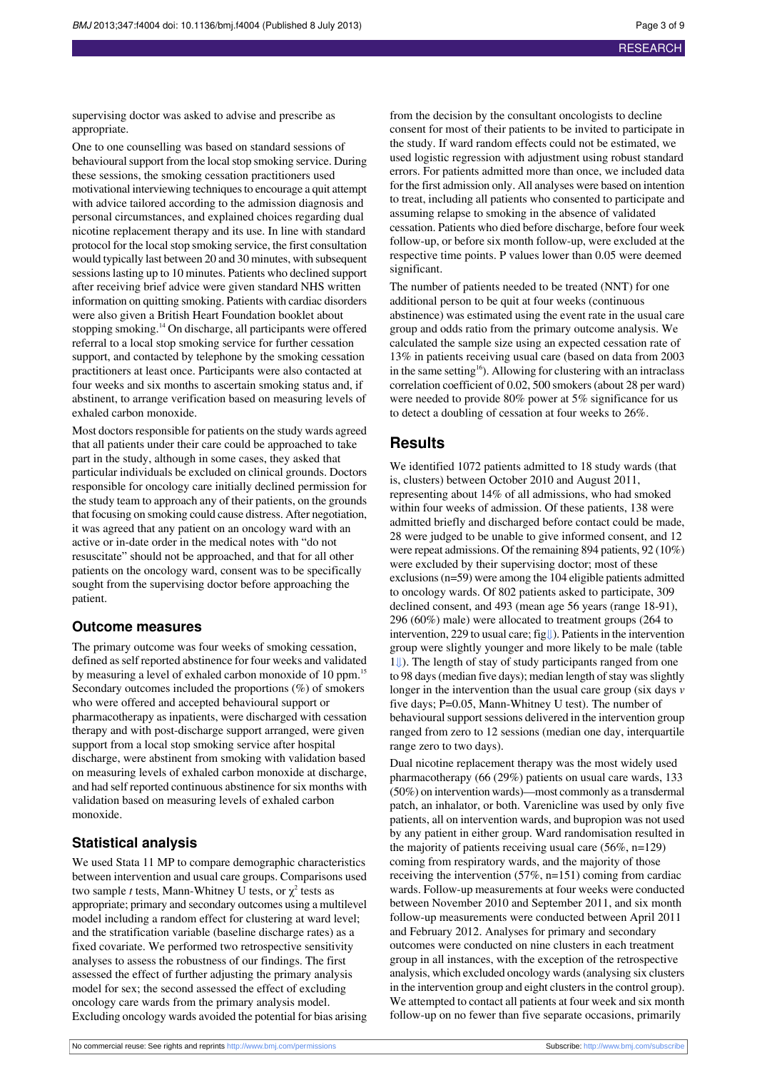supervising doctor was asked to advise and prescribe as appropriate.

One to one counselling was based on standard sessions of behavioural support from the local stop smoking service. During these sessions, the smoking cessation practitioners used motivational interviewing techniques to encourage a quit attempt with advice tailored according to the admission diagnosis and personal circumstances, and explained choices regarding dual nicotine replacement therapy and its use. In line with standard protocol for the local stop smoking service, the first consultation would typically last between 20 and 30 minutes, with subsequent sessions lasting up to 10 minutes. Patients who declined support after receiving brief advice were given standard NHS written information on quitting smoking. Patients with cardiac disorders were also given a British Heart Foundation booklet about stopping smoking.[14] On discharge, all participants were offered referral to a local stop smoking service for further cessation support, and contacted by telephone by the smoking cessation practitioners at least once. Participants were also contacted at four weeks and six months to ascertain smoking status and, if abstinent, to arrange verification based on measuring levels of exhaled carbon monoxide.

Most doctors responsible for patients on the study wards agreed that all patients under their care could be approached to take part in the study, although in some cases, they asked that particular individuals be excluded on clinical grounds. Doctors responsible for oncology care initially declined permission for the study team to approach any of their patients, on the grounds that focusing on smoking could cause distress. After negotiation, it was agreed that any patient on an oncology ward with an active or in-date order in the medical notes with "do not resuscitate" should not be approached, and that for all other patients on the oncology ward, consent was to be specifically sought from the supervising doctor before approaching the patient.

## Outcome measures

The primary outcome was four weeks of smoking cessation, defined as self reported abstinence for four weeks and validated by measuring a level of exhaled carbon monoxide of 10 ppm.[15] Secondary outcomes included the proportions (%) of smokers who were offered and accepted behavioural support or pharmacotherapy as inpatients, were discharged with cessation therapy and with post-discharge support arranged, were given support from a local stop smoking service after hospital discharge, were abstinent from smoking with validation based on measuring levels of exhaled carbon monoxide at discharge, and had self reported continuous abstinence for six months with validation based on measuring levels of exhaled carbon monoxide.

## Statistical analysis

We used Stata 11 MP to compare demographic characteristics between intervention and usual care groups. Comparisons used two sample *t* tests, Mann-Whitney U tests, or $\chi^2$ tests as appropriate; primary and secondary outcomes using a multilevel model including a random effect for clustering at ward level; and the stratification variable (baseline discharge rates) as a fixed covariate. We performed two retrospective sensitivity analyses to assess the robustness of our findings. The first assessed the effect of further adjusting the primary analysis model for sex; the second assessed the effect of excluding oncology care wards from the primary analysis model. Excluding oncology wards avoided the potential for bias arising from the decision by the consultant oncologists to decline consent for most of their patients to be invited to participate in the study. If ward random effects could not be estimated, we used logistic regression with adjustment using robust standard errors. For patients admitted more than once, we included data for the first admission only. All analyses were based on intention to treat, including all patients who consented to participate and assuming relapse to smoking in the absence of validated cessation. Patients who died before discharge, before four week follow-up, or before six month follow-up, were excluded at the respective time points. P values lower than 0.05 were deemed significant.

The number of patients needed to be treated (NNT) for one additional person to be quit at four weeks (continuous abstinence) was estimated using the event rate in the usual care group and odds ratio from the primary outcome analysis. We calculated the sample size using an expected cessation rate of 13% in patients receiving usual care (based on data from 2003 in the same setting[16]). Allowing for clustering with an intraclass correlation coefficient of 0.02, 500 smokers (about 28 per ward) were needed to provide 80% power at 5% significance for us to detect a doubling of cessation at four weeks to 26%.

# Results

We identified 1072 patients admitted to 18 study wards (that is, clusters) between October 2010 and August 2011, representing about 14% of all admissions, who had smoked within four weeks of admission. Of these patients, 138 were admitted briefly and discharged before contact could be made, 28 were judged to be unable to give informed consent, and 12 were repeat admissions. Of the remaining 894 patients, 92 (10%) were excluded by their supervising doctor; most of these exclusions (n=59) were among the 104 eligible patients admitted to oncology wards. Of 802 patients asked to participate, 309 declined consent, and 493 (mean age 56 years (range 18-91), 296 (60%) male) were allocated to treatment groups (264 to intervention, 229 to usual care; fig⇓). Patients in the intervention group were slightly younger and more likely to be male (table 1⇓). The length of stay of study participants ranged from one to 98 days (median five days); median length of stay was slightly longer in the intervention than the usual care group (six days *v* five days; P=0.05, Mann-Whitney U test). The number of behavioural support sessions delivered in the intervention group ranged from zero to 12 sessions (median one day, interquartile range zero to two days).

Dual nicotine replacement therapy was the most widely used pharmacotherapy (66 (29%) patients on usual care wards, 133 (50%) on intervention wards)—most commonly as a transdermal patch, an inhalator, or both. Varenicline was used by only five patients, all on intervention wards, and bupropion was not used by any patient in either group. Ward randomisation resulted in the majority of patients receiving usual care (56%, n=129) coming from respiratory wards, and the majority of those receiving the intervention (57%, n=151) coming from cardiac wards. Follow-up measurements at four weeks were conducted between November 2010 and September 2011, and six month follow-up measurements were conducted between April 2011 and February 2012. Analyses for primary and secondary outcomes were conducted on nine clusters in each treatment group in all instances, with the exception of the retrospective analysis, which excluded oncology wards (analysing six clusters in the intervention group and eight clusters in the control group). We attempted to contact all patients at four week and six month follow-up on no fewer than five separate occasions, primarily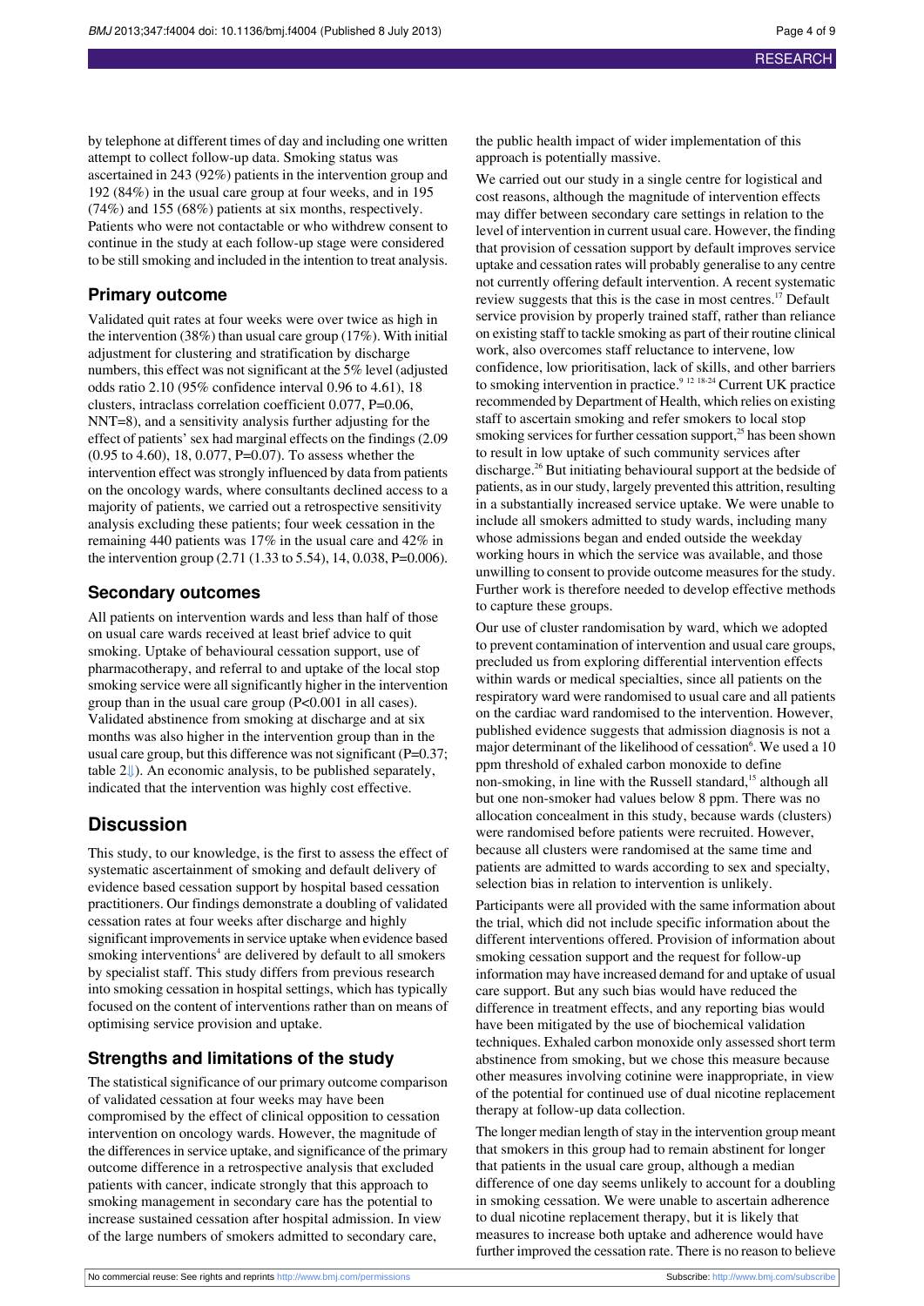by telephone at different times of day and including one written attempt to collect follow-up data. Smoking status was ascertained in 243 (92%) patients in the intervention group and 192 (84%) in the usual care group at four weeks, and in 195 (74%) and 155 (68%) patients at six months, respectively. Patients who were not contactable or who withdrew consent to continue in the study at each follow-up stage were considered to be still smoking and included in the intention to treat analysis.

## Primary outcome

Validated quit rates at four weeks were over twice as high in the intervention (38%) than usual care group (17%). With initial adjustment for clustering and stratification by discharge numbers, this effect was not significant at the 5% level (adjusted odds ratio 2.10 (95% confidence interval 0.96 to 4.61), 18 clusters, intraclass correlation coefficient 0.077, P=0.06, NNT=8), and a sensitivity analysis further adjusting for the effect of patients' sex had marginal effects on the findings (2.09 (0.95 to 4.60), 18, 0.077, P=0.07). To assess whether the intervention effect was strongly influenced by data from patients on the oncology wards, where consultants declined access to a majority of patients, we carried out a retrospective sensitivity analysis excluding these patients; four week cessation in the remaining 440 patients was 17% in the usual care and 42% in the intervention group (2.71 (1.33 to 5.54), 14, 0.038, P=0.006).

## Secondary outcomes

All patients on intervention wards and less than half of those on usual care wards received at least brief advice to quit smoking. Uptake of behavioural cessation support, use of pharmacotherapy, and referral to and uptake of the local stop smoking service were all significantly higher in the intervention group than in the usual care group (P<0.001 in all cases). Validated abstinence from smoking at discharge and at six months was also higher in the intervention group than in the usual care group, but this difference was not significant (P=0.37; table 2⇓). An economic analysis, to be published separately, indicated that the intervention was highly cost effective.

# Discussion

This study, to our knowledge, is the first to assess the effect of systematic ascertainment of smoking and default delivery of evidence based cessation support by hospital based cessation practitioners. Our findings demonstrate a doubling of validated cessation rates at four weeks after discharge and highly significant improvements in service uptake when evidence based smoking interventions[4] are delivered by default to all smokers by specialist staff. This study differs from previous research into smoking cessation in hospital settings, which has typically focused on the content of interventions rather than on means of optimising service provision and uptake.

## Strengths and limitations of the study

The statistical significance of our primary outcome comparison of validated cessation at four weeks may have been compromised by the effect of clinical opposition to cessation intervention on oncology wards. However, the magnitude of the differences in service uptake, and significance of the primary outcome difference in a retrospective analysis that excluded patients with cancer, indicate strongly that this approach to smoking management in secondary care has the potential to increase sustained cessation after hospital admission. In view of the large numbers of smokers admitted to secondary care, the public health impact of wider implementation of this approach is potentially massive.

We carried out our study in a single centre for logistical and cost reasons, although the magnitude of intervention effects may differ between secondary care settings in relation to the level of intervention in current usual care. However, the finding that provision of cessation support by default improves service uptake and cessation rates will probably generalise to any centre not currently offering default intervention. A recent systematic review suggests that this is the case in most centres.[17] Default service provision by properly trained staff, rather than reliance on existing staff to tackle smoking as part of their routine clinical work, also overcomes staff reluctance to intervene, low confidence, low prioritisation, lack of skills, and other barriers to smoking intervention in practice.[9 12 18-24] Current UK practice recommended by Department of Health, which relies on existing staff to ascertain smoking and refer smokers to local stop smoking services for further cessation support,[25] has been shown to result in low uptake of such community services after discharge.[26] But initiating behavioural support at the bedside of patients, as in our study, largely prevented this attrition, resulting in a substantially increased service uptake. We were unable to include all smokers admitted to study wards, including many whose admissions began and ended outside the weekday working hours in which the service was available, and those unwilling to consent to provide outcome measures for the study. Further work is therefore needed to develop effective methods to capture these groups.

Our use of cluster randomisation by ward, which we adopted to prevent contamination of intervention and usual care groups, precluded us from exploring differential intervention effects within wards or medical specialties, since all patients on the respiratory ward were randomised to usual care and all patients on the cardiac ward randomised to the intervention. However, published evidence suggests that admission diagnosis is not a major determinant of the likelihood of cessation[6]. We used a 10 ppm threshold of exhaled carbon monoxide to define non-smoking, in line with the Russell standard,[15] although all but one non-smoker had values below 8 ppm. There was no allocation concealment in this study, because wards (clusters) were randomised before patients were recruited. However, because all clusters were randomised at the same time and patients are admitted to wards according to sex and specialty, selection bias in relation to intervention is unlikely.

Participants were all provided with the same information about the trial, which did not include specific information about the different interventions offered. Provision of information about smoking cessation support and the request for follow-up information may have increased demand for and uptake of usual care support. But any such bias would have reduced the difference in treatment effects, and any reporting bias would have been mitigated by the use of biochemical validation techniques. Exhaled carbon monoxide only assessed short term abstinence from smoking, but we chose this measure because other measures involving cotinine were inappropriate, in view of the potential for continued use of dual nicotine replacement therapy at follow-up data collection.

The longer median length of stay in the intervention group meant that smokers in this group had to remain abstinent for longer that patients in the usual care group, although a median difference of one day seems unlikely to account for a doubling in smoking cessation. We were unable to ascertain adherence to dual nicotine replacement therapy, but it is likely that measures to increase both uptake and adherence would have further improved the cessation rate. There is no reason to believe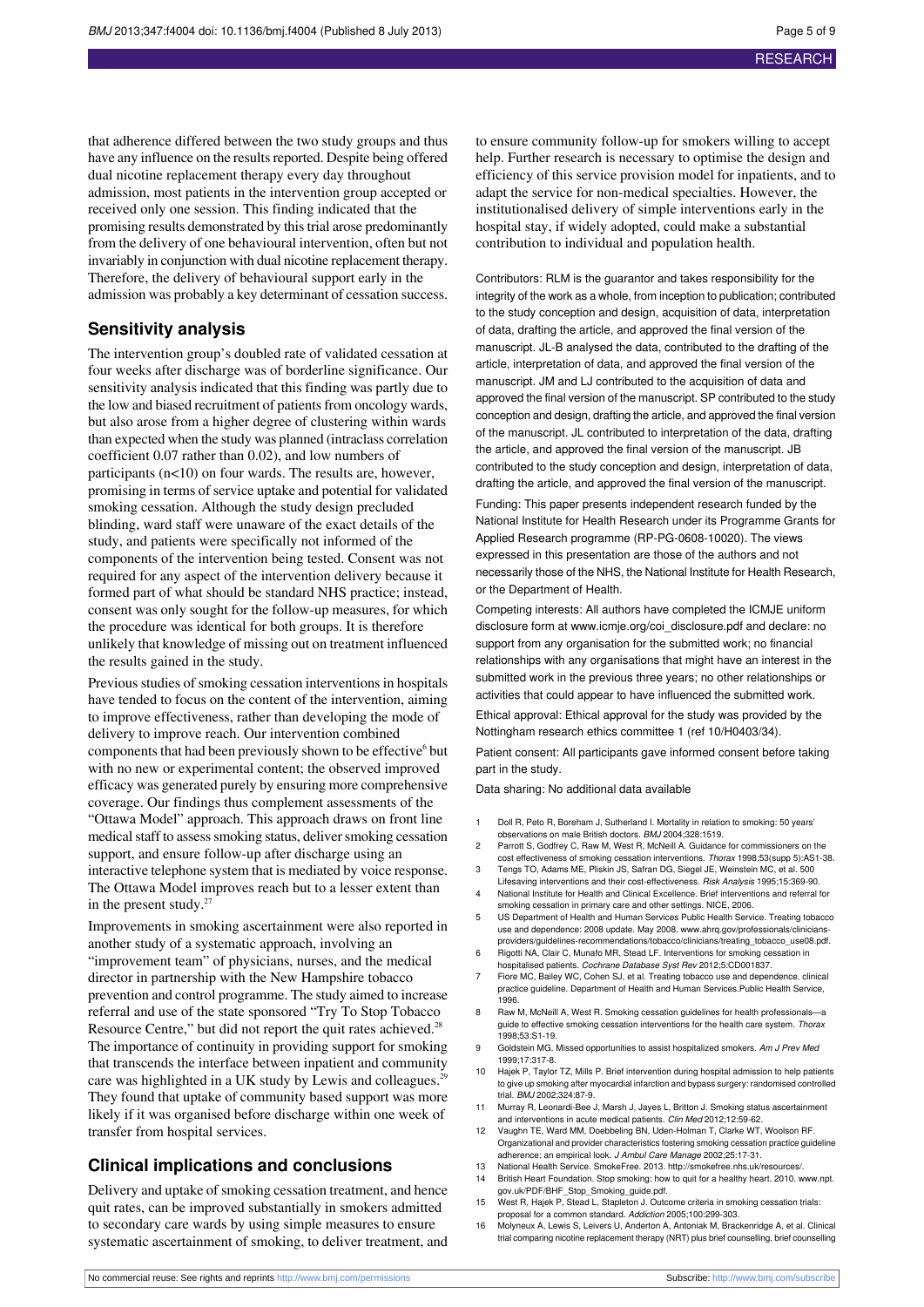that adherence differed between the two study groups and thus have any influence on the results reported. Despite being offered dual nicotine replacement therapy every day throughout admission, most patients in the intervention group accepted or received only one session. This finding indicated that the promising results demonstrated by this trial arose predominantly from the delivery of one behavioural intervention, often but not invariably in conjunction with dual nicotine replacement therapy. Therefore, the delivery of behavioural support early in the admission was probably a key determinant of cessation success.

## Sensitivity analysis

The intervention group's doubled rate of validated cessation at four weeks after discharge was of borderline significance. Our sensitivity analysis indicated that this finding was partly due to the low and biased recruitment of patients from oncology wards, but also arose from a higher degree of clustering within wards than expected when the study was planned (intraclass correlation coefficient 0.07 rather than 0.02), and low numbers of participants (n<10) on four wards. The results are, however, promising in terms of service uptake and potential for validated smoking cessation. Although the study design precluded blinding, ward staff were unaware of the exact details of the study, and patients were specifically not informed of the components of the intervention being tested. Consent was not required for any aspect of the intervention delivery because it formed part of what should be standard NHS practice; instead, consent was only sought for the follow-up measures, for which the procedure was identical for both groups. It is therefore unlikely that knowledge of missing out on treatment influenced the results gained in the study.

Previous studies of smoking cessation interventions in hospitals have tended to focus on the content of the intervention, aiming to improve effectiveness, rather than developing the mode of delivery to improve reach. Our intervention combined components that had been previously shown to be effective[6] but with no new or experimental content; the observed improved efficacy was generated purely by ensuring more comprehensive coverage. Our findings thus complement assessments of the "Ottawa Model" approach. This approach draws on front line medical staff to assess smoking status, deliver smoking cessation support, and ensure follow-up after discharge using an interactive telephone system that is mediated by voice response. The Ottawa Model improves reach but to a lesser extent than in the present study.[27]

Improvements in smoking ascertainment were also reported in another study of a systematic approach, involving an "improvement team" of physicians, nurses, and the medical director in partnership with the New Hampshire tobacco prevention and control programme. The study aimed to increase referral and use of the state sponsored "Try To Stop Tobacco Resource Centre," but did not report the quit rates achieved.[28] The importance of continuity in providing support for smoking that transcends the interface between inpatient and community care was highlighted in a UK study by Lewis and colleagues.[29] They found that uptake of community based support was more likely if it was organised before discharge within one week of transfer from hospital services.

## Clinical implications and conclusions

Delivery and uptake of smoking cessation treatment, and hence quit rates, can be improved substantially in smokers admitted to secondary care wards by using simple measures to ensure systematic ascertainment of smoking, to deliver treatment, and to ensure community follow-up for smokers willing to accept help. Further research is necessary to optimise the design and efficiency of this service provision model for inpatients, and to adapt the service for non-medical specialties. However, the institutionalised delivery of simple interventions early in the hospital stay, if widely adopted, could make a substantial contribution to individual and population health.

Contributors: RLM is the guarantor and takes responsibility for the integrity of the work as a whole, from inception to publication; contributed to the study conception and design, acquisition of data, interpretation of data, drafting the article, and approved the final version of the manuscript. JL-B analysed the data, contributed to the drafting of the article, interpretation of data, and approved the final version of the manuscript. JM and LJ contributed to the acquisition of data and approved the final version of the manuscript. SP contributed to the study conception and design, drafting the article, and approved the final version of the manuscript. JL contributed to interpretation of the data, drafting the article, and approved the final version of the manuscript. JB contributed to the study conception and design, interpretation of data, drafting the article, and approved the final version of the manuscript.

Funding: This paper presents independent research funded by the National Institute for Health Research under its Programme Grants for Applied Research programme (RP-PG-0608-10020). The views expressed in this presentation are those of the authors and not necessarily those of the NHS, the National Institute for Health Research, or the Department of Health.

Competing interests: All authors have completed the ICMJE uniform disclosure form at www.icmje.org/coi_disclosure.pdf and declare: no support from any organisation for the submitted work; no financial relationships with any organisations that might have an interest in the submitted work in the previous three years; no other relationships or activities that could appear to have influenced the submitted work.

Ethical approval: Ethical approval for the study was provided by the Nottingham research ethics committee 1 (ref 10/H0403/34).

Patient consent: All participants gave informed consent before taking part in the study.

Data sharing: No additional data available

1. Doll R, Peto R, Boreham J, Sutherland I. Mortality in relation to smoking: 50 years' observations on male British doctors. *BMJ* 2004;328:1519.
2. Parrott S, Godfrey C, Raw M, West R, McNeill A. Guidance for commissioners on the cost effectiveness of smoking cessation interventions. *Thorax* 1998;53(supp 5):AS1-38.
3. Tengs TO, Adams ME, Pliskin JS, Safran DG, Siegel JE, Weinstein MC, et al. 500 Lifesaving interventions and their cost-effectiveness. *Risk Analysis* 1995;15:369-90.
4. National Institute for Health and Clinical Excellence. Brief interventions and referral for smoking cessation in primary care and other settings. NICE, 2006.
5. US Department of Health and Human Services Public Health Service. Treating tobacco use and dependence: 2008 update. May 2008. www.ahrq.gov/professionals/clinicians-providers/guidelines-recommendations/tobacco/clinicians/treating_tobacco_use08.pdf.
6. Rigotti NA, Clair C, Munafo MR, Stead LF. Interventions for smoking cessation in hospitalised patients. *Cochrane Database Syst Rev* 2012;5:CD001837.
7. Fiore MC, Bailey WC, Cohen SJ, et al. Treating tobacco use and dependence. clinical practice guideline. Department of Health and Human Services.Public Health Service, 1996.
8. Raw M, McNeill A, West R. Smoking cessation guidelines for health professionals—a guide to effective smoking cessation interventions for the health care system. *Thorax* 1998;53:S1-19.
9. Goldstein MG. Missed opportunities to assist hospitalized smokers. *Am J Prev Med* 1999;17:317-8.
10. Hajek P, Taylor TZ, Mills P. Brief intervention during hospital admission to help patients to give up smoking after myocardial infarction and bypass surgery: randomised controlled trial. *BMJ* 2002;324:87-9.
11. Murray R, Leonardi-Bee J, Marsh J, Jayes L, Britton J. Smoking status ascertainment and interventions in acute medical patients. *Clin Med* 2012;12:59-62.
12. Vaughn TE, Ward MM, Doebbeling BN, Uden-Holman T, Clarke WT, Woolson RF. Organizational and provider characteristics fostering smoking cessation practice guideline adherence: an empirical look. *J Ambul Care Manage* 2002;25:17-31.
13. National Health Service. SmokeFree. 2013. http://smokefree.nhs.uk/resources/.
14. British Heart Foundation. Stop smoking: how to quit for a healthy heart. 2010. www.npt.gov.uk/PDF/BHF_Stop_Smoking_guide.pdf.
15. West R, Hajek P, Stead L, Stapleton J. Outcome criteria in smoking cessation trials: proposal for a common standard. *Addiction* 2005;100:299-303.
16. Molyneux A, Lewis S, Leivers U, Anderton A, Antoniak M, Brackenridge A, et al. Clinical trial comparing nicotine replacement therapy (NRT) plus brief counselling, brief counselling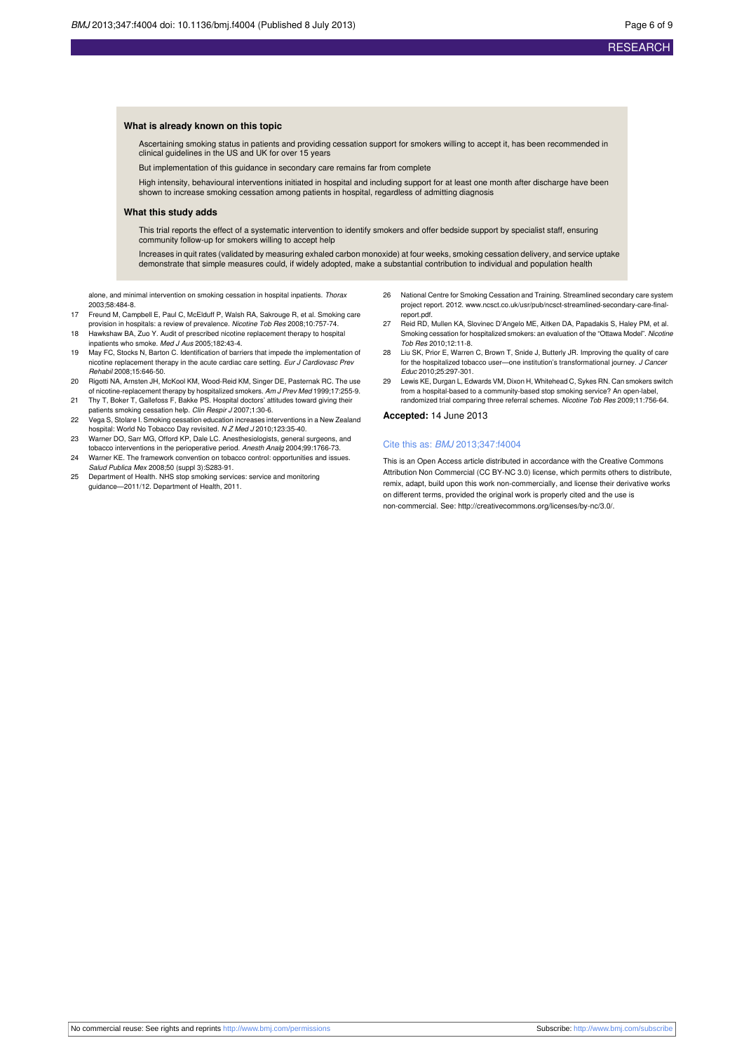### What is already known on this topic

Ascertaining smoking status in patients and providing cessation support for smokers willing to accept it, has been recommended in clinical guidelines in the US and UK for over 15 years

But implementation of this guidance in secondary care remains far from complete

High intensity, behavioural interventions initiated in hospital and including support for at least one month after discharge have been shown to increase smoking cessation among patients in hospital, regardless of admitting diagnosis

### What this study adds

This trial reports the effect of a systematic intervention to identify smokers and offer bedside support by specialist staff, ensuring community follow-up for smokers willing to accept help

Increases in quit rates (validated by measuring exhaled carbon monoxide) at four weeks, smoking cessation delivery, and service uptake demonstrate that simple measures could, if widely adopted, make a substantial contribution to individual and population health

alone, and minimal intervention on smoking cessation in hospital inpatients. *Thorax* 2003;58:484-8.

17 Freund M, Campbell E, Paul C, McElduff P, Walsh RA, Sakrouge R, et al. Smoking care provision in hospitals: a review of prevalence. *Nicotine Tob Res* 2008;10:757-74.

18 Hawkshaw BA, Zuo Y. Audit of prescribed nicotine replacement therapy to hospital inpatients who smoke. *Med J Aus* 2005;182:43-4.

19 May FC, Stocks N, Barton C. Identification of barriers that impede the implementation of nicotine replacement therapy in the acute cardiac care setting. *Eur J Cardiovasc Prev Rehabil* 2008;15:646-50.

20 Rigotti NA, Arnsten JH, McKool KM, Wood-Reid KM, Singer DE, Pasternak RC. The use of nicotine-replacement therapy by hospitalized smokers. *Am J Prev Med* 1999;17:255-9.

21 Thy T, Boker T, Gallefoss F, Bakke PS. Hospital doctors' attitudes toward giving their patients smoking cessation help. *Clin Respir J* 2007;1:30-6.

22 Vega S, Stolare I. Smoking cessation education increases interventions in a New Zealand hospital: World No Tobacco Day revisited. *N Z Med J* 2010;123:35-40.

23 Warner DO, Sarr MG, Offord KP, Dale LC. Anesthesiologists, general surgeons, and tobacco interventions in the perioperative period. *Anesth Analg* 2004;99:1766-73.

24 Warner KE. The framework convention on tobacco control: opportunities and issues. *Salud Publica Mex* 2008;50 (suppl 3):S283-91.

25 Department of Health. NHS stop smoking services: service and monitoring guidance—2011/12. Department of Health, 2011.

26 National Centre for Smoking Cessation and Training. Streamlined secondary care system project report. 2012. www.ncsct.co.uk/usr/pub/ncsct-streamlined-secondary-care-final-report.pdf.

27 Reid RD, Mullen KA, Slovinec D'Angelo ME, Aitken DA, Papadakis S, Haley PM, et al. Smoking cessation for hospitalized smokers: an evaluation of the "Ottawa Model". *Nicotine Tob Res* 2010;12:11-8.

28 Liu SK, Prior E, Warren C, Brown T, Snide J, Butterly JR. Improving the quality of care for the hospitalized tobacco user—one institution's transformational journey. *J Cancer Educ* 2010;25:297-301.

29 Lewis KE, Durgan L, Edwards VM, Dixon H, Whitehead C, Sykes RN. Can smokers switch from a hospital-based to a community-based stop smoking service? An open-label, randomized trial comparing three referral schemes. *Nicotine Tob Res* 2009;11:756-64.

**Accepted:** 14 June 2013

Cite this as: *BMJ* 2013;347:f4004

This is an Open Access article distributed in accordance with the Creative Commons Attribution Non Commercial (CC BY-NC 3.0) license, which permits others to distribute, remix, adapt, build upon this work non-commercially, and license their derivative works on different terms, provided the original work is properly cited and the use is non-commercial. See: http://creativecommons.org/licenses/by-nc/3.0/.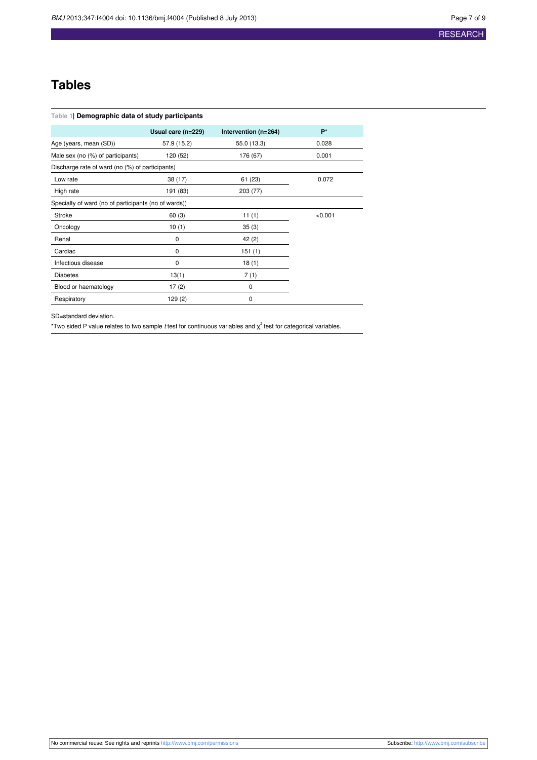# Tables

**Table 1| Demographic data of study participants**

| | Usual care (n=229) | Intervention (n=264) | P* |
|---|---|---|---|
| Age (years, mean (SD)) | 57.9 (15.2) | 55.0 (13.3) | 0.028 |
| Male sex (no (%) of participants) | 120 (52) | 176 (67) | 0.001 |
| Discharge rate of ward (no (%) of participants) | | | |
| Low rate | 38 (17) | 61 (23) | 0.072 |
| High rate | 191 (83) | 203 (77) | |
| Specialty of ward (no of participants (no of wards)) | | | |
| Stroke | 60 (3) | 11 (1) | <0.001 |
| Oncology | 10 (1) | 35 (3) | |
| Renal | 0 | 42 (2) | |
| Cardiac | 0 | 151 (1) | |
| Infectious disease | 0 | 18 (1) | |
| Diabetes | 13(1) | 7 (1) | |
| Blood or haematology | 17 (2) | 0 | |
| Respiratory | 129 (2) | 0 | |

SD=standard deviation.

*Two sided P value relates to two sample *t* test for continuous variables and $\chi^2$ test for categorical variables.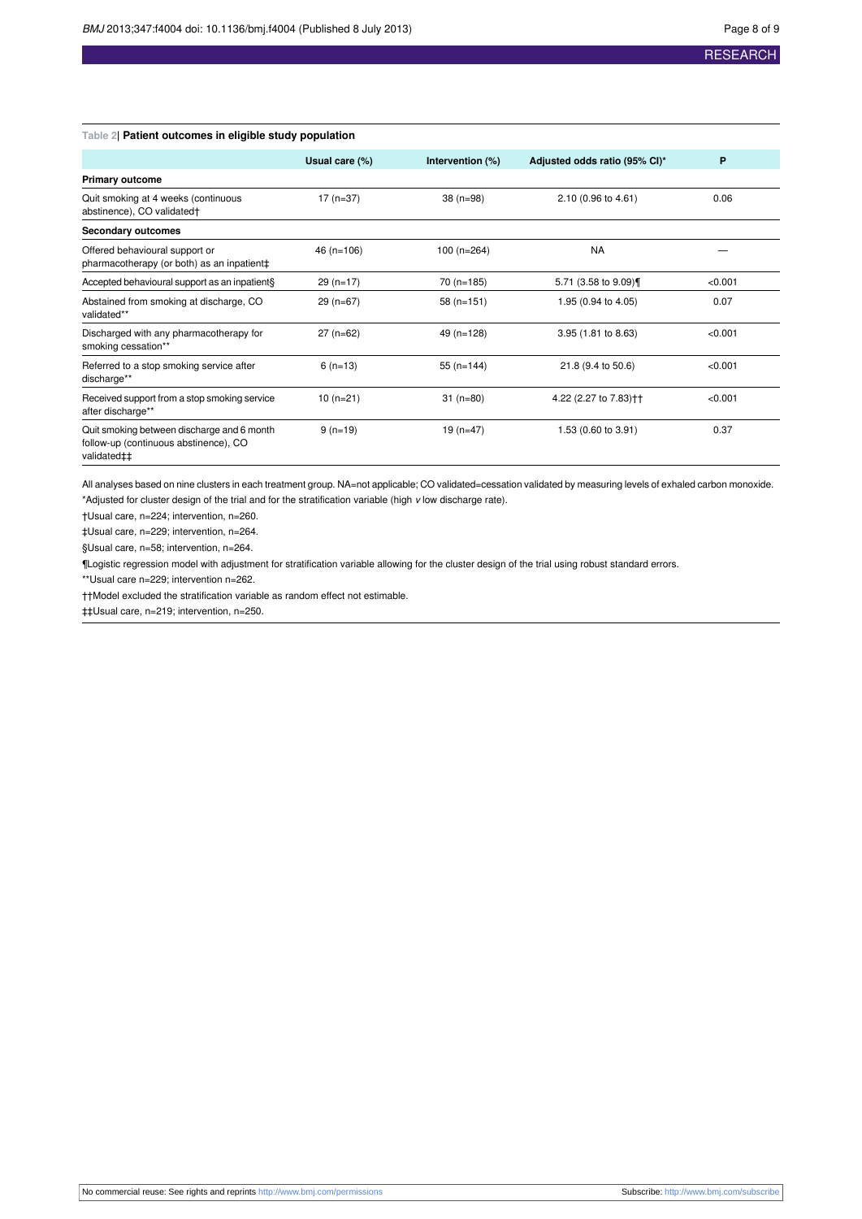Table 2| **Patient outcomes in eligible study population**

| | Usual care (%) | Intervention (%) | Adjusted odds ratio (95% CI)* | P |
|---|---|---|---|---|
| **Primary outcome** | | | | |
| Quit smoking at 4 weeks (continuous abstinence), CO validated† | 17 (n=37) | 38 (n=98) | 2.10 (0.96 to 4.61) | 0.06 |
| **Secondary outcomes** | | | | |
| Offered behavioural support or pharmacotherapy (or both) as an inpatient‡ | 46 (n=106) | 100 (n=264) | NA | — |
| Accepted behavioural support as an inpatient§ | 29 (n=17) | 70 (n=185) | 5.71 (3.58 to 9.09)¶ | <0.001 |
| Abstained from smoking at discharge, CO validated** | 29 (n=67) | 58 (n=151) | 1.95 (0.94 to 4.05) | 0.07 |
| Discharged with any pharmacotherapy for smoking cessation** | 27 (n=62) | 49 (n=128) | 3.95 (1.81 to 8.63) | <0.001 |
| Referred to a stop smoking service after discharge** | 6 (n=13) | 55 (n=144) | 21.8 (9.4 to 50.6) | <0.001 |
| Received support from a stop smoking service after discharge** | 10 (n=21) | 31 (n=80) | 4.22 (2.27 to 7.83)†† | <0.001 |
| Quit smoking between discharge and 6 month follow-up (continuous abstinence), CO validated‡‡ | 9 (n=19) | 19 (n=47) | 1.53 (0.60 to 3.91) | 0.37 |

All analyses based on nine clusters in each treatment group. NA=not applicable; CO validated=cessation validated by measuring levels of exhaled carbon monoxide.

*Adjusted for cluster design of the trial and for the stratification variable (high *v* low discharge rate).

†Usual care, n=224; intervention, n=260.

‡Usual care, n=229; intervention, n=264.

§Usual care, n=58; intervention, n=264.

¶Logistic regression model with adjustment for stratification variable allowing for the cluster design of the trial using robust standard errors.

**Usual care n=229; intervention n=262.

††Model excluded the stratification variable as random effect not estimable.

‡‡Usual care, n=219; intervention, n=250.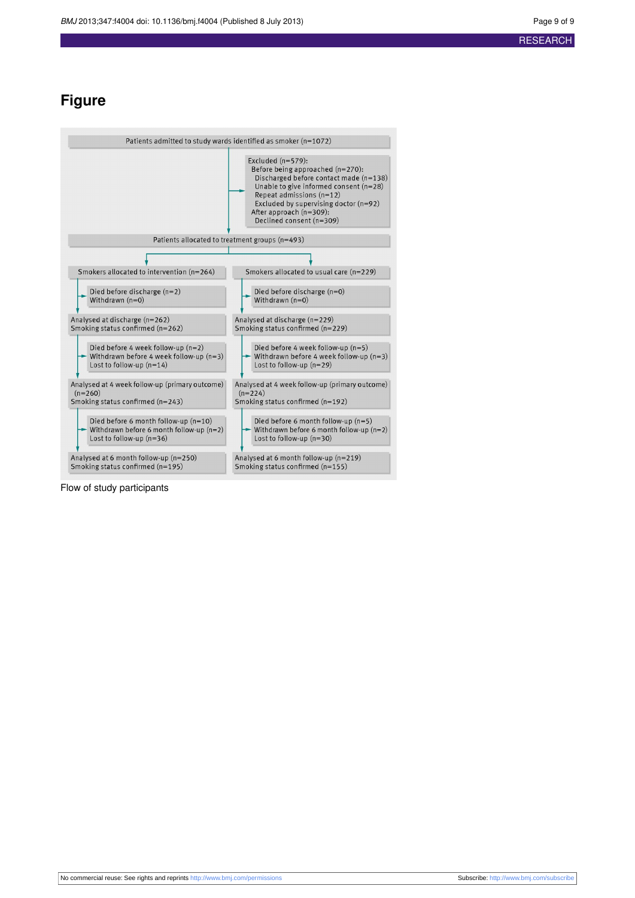# Figure

Patients admitted to study wards identified as smoker (n=1072)

Excluded (n=579):
Before being approached (n=270):
Discharged before contact made (n=138)
Unable to give informed consent (n=28)
Repeat admissions (n=12)
Excluded by supervising doctor (n=92)
After approach (n=309):
Declined consent (n=309)

Patients allocated to treatment groups (n=493)

Smokers allocated to intervention (n=264)

Died before discharge (n=2)
Withdrawn (n=0)

Analysed at discharge (n=262)
Smoking status confirmed (n=262)

Died before 4 week follow-up (n=2)
Withdrawn before 4 week follow-up (n=3)
Lost to follow-up (n=14)

Analysed at 4 week follow-up (primary outcome) (n=260)
Smoking status confirmed (n=243)

Died before 6 month follow-up (n=10)
Withdrawn before 6 month follow-up (n=2)
Lost to follow-up (n=36)

Analysed at 6 month follow-up (n=250)
Smoking status confirmed (n=195)

Smokers allocated to usual care (n=229)

Died before discharge (n=0)
Withdrawn (n=0)

Analysed at discharge (n=229)
Smoking status confirmed (n=229)

Died before 4 week follow-up (n=5)
Withdrawn before 4 week follow-up (n=3)
Lost to follow-up (n=29)

Analysed at 4 week follow-up (primary outcome) (n=224)
Smoking status confirmed (n=192)

Died before 6 month follow-up (n=5)
Withdrawn before 6 month follow-up (n=2)
Lost to follow-up (n=30)

Analysed at 6 month follow-up (n=219)
Smoking status confirmed (n=155)

Flow of study participants